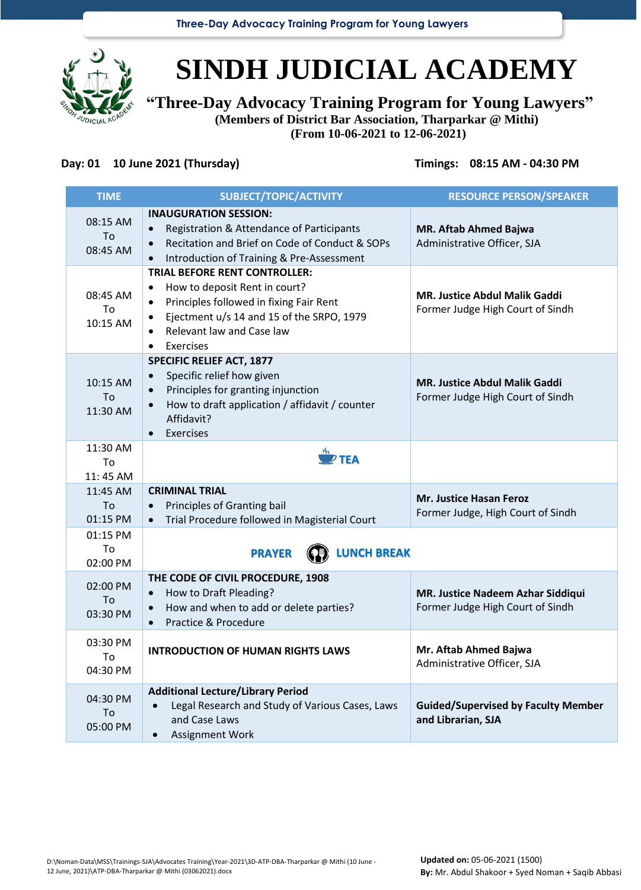# SINDH JUDICIAL ACADEMY

## "Three-Day Advocacy Training Program for Young Lawyers"

**(Members of District Bar Association, Tharparkar @ Mithi)**
**(From 10-06-2021 to 12-06-2021)**

**Day: 01 10 June 2021 (Thursday)** **Timings: 08:15 AM - 04:30 PM**

| TIME | SUBJECT/TOPIC/ACTIVITY | RESOURCE PERSON/SPEAKER |
|---|---|---|
| 08:15 AM To 08:45 AM | **INAUGURATION SESSION:**<br>• Registration & Attendance of Participants<br>• Recitation and Brief on Code of Conduct & SOPs<br>• Introduction of Training & Pre-Assessment | **MR. Aftab Ahmed Bajwa**<br>Administrative Officer, SJA |
| 08:45 AM To 10:15 AM | **TRIAL BEFORE RENT CONTROLLER:**<br>• How to deposit Rent in court?<br>• Principles followed in fixing Fair Rent<br>• Ejectment u/s 14 and 15 of the SRPO, 1979<br>• Relevant law and Case law<br>• Exercises | **MR. Justice Abdul Malik Gaddi**<br>Former Judge High Court of Sindh |
| 10:15 AM To 11:30 AM | **SPECIFIC RELIEF ACT, 1877**<br>• Specific relief how given<br>• Principles for granting injunction<br>• How to draft application / affidavit / counter Affidavit?<br>• Exercises | **MR. Justice Abdul Malik Gaddi**<br>Former Judge High Court of Sindh |
| 11:30 AM To 11: 45 AM | **TEA** | |
| 11:45 AM To 01:15 PM | **CRIMINAL TRIAL**<br>• Principles of Granting bail<br>• Trial Procedure followed in Magisterial Court | **Mr. Justice Hasan Feroz**<br>Former Judge, High Court of Sindh |
| 01:15 PM To 02:00 PM | **PRAYER LUNCH BREAK** | |
| 02:00 PM To 03:30 PM | **THE CODE OF CIVIL PROCEDURE, 1908**<br>• How to Draft Pleading?<br>• How and when to add or delete parties?<br>• Practice & Procedure | **MR. Justice Nadeem Azhar Siddiqui**<br>Former Judge High Court of Sindh |
| 03:30 PM To 04:30 PM | **INTRODUCTION OF HUMAN RIGHTS LAWS** | **Mr. Aftab Ahmed Bajwa**<br>Administrative Officer, SJA |
| 04:30 PM To 05:00 PM | **Additional Lecture/Library Period**<br>• Legal Research and Study of Various Cases, Laws and Case Laws<br>• Assignment Work | **Guided/Supervised by Faculty Member and Librarian, SJA** |

D:\Noman-Data\MSS\Trainings-SJA\Advocates Training\Year-2021\3D-ATP-DBA-Tharparkar @ Mithi (10 June - 12 June, 2021)\ATP-DBA-Tharparkar @ Mithi (03062021).docx

**Updated on:** 05-06-2021 (1500)
**By:** Mr. Abdul Shakoor + Syed Noman + Saqib Abbasi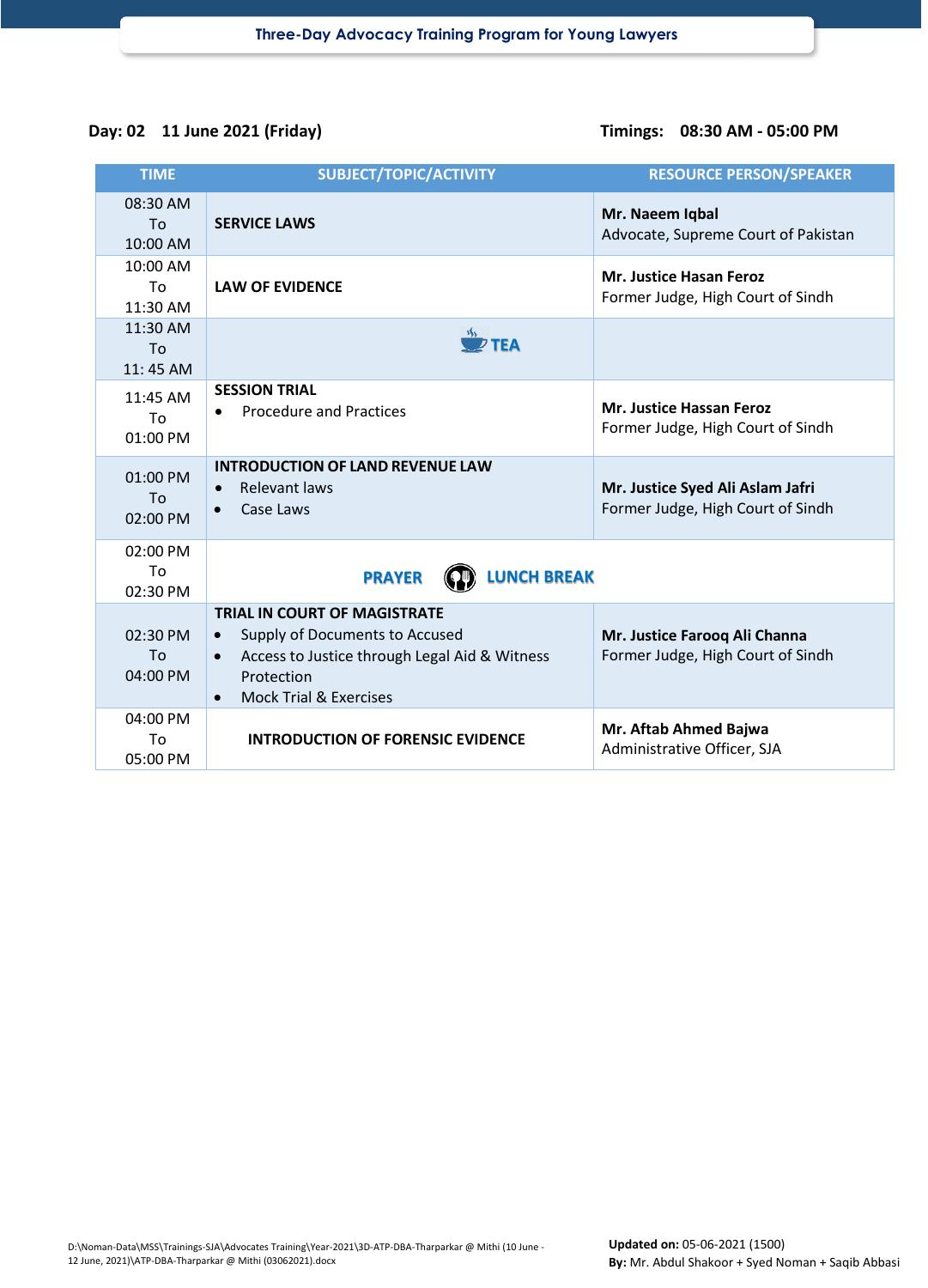**Day: 02 11 June 2021 (Friday)** **Timings: 08:30 AM - 05:00 PM**

| TIME | SUBJECT/TOPIC/ACTIVITY | RESOURCE PERSON/SPEAKER |
|---|---|---|
| 08:30 AM To 10:00 AM | **SERVICE LAWS** | **Mr. Naeem Iqbal** Advocate, Supreme Court of Pakistan |
| 10:00 AM To 11:30 AM | **LAW OF EVIDENCE** | **Mr. Justice Hasan Feroz** Former Judge, High Court of Sindh |
| 11:30 AM To 11: 45 AM | **TEA** | |
| 11:45 AM To 01:00 PM | **SESSION TRIAL** • Procedure and Practices | **Mr. Justice Hassan Feroz** Former Judge, High Court of Sindh |
| 01:00 PM To 02:00 PM | **INTRODUCTION OF LAND REVENUE LAW** • Relevant laws • Case Laws | **Mr. Justice Syed Ali Aslam Jafri** Former Judge, High Court of Sindh |
| 02:00 PM To 02:30 PM | **PRAYER LUNCH BREAK** | |
| 02:30 PM To 04:00 PM | **TRIAL IN COURT OF MAGISTRATE** • Supply of Documents to Accused • Access to Justice through Legal Aid & Witness Protection • Mock Trial & Exercises | **Mr. Justice Farooq Ali Channa** Former Judge, High Court of Sindh |
| 04:00 PM To 05:00 PM | **INTRODUCTION OF FORENSIC EVIDENCE** | **Mr. Aftab Ahmed Bajwa** Administrative Officer, SJA |

D:\Noman-Data\MSS\Trainings-SJA\Advocates Training\Year-2021\3D-ATP-DBA-Tharparkar @ Mithi (10 June - 12 June, 2021)\ATP-DBA-Tharparkar @ Mithi (03062021).docx

**Updated on:** 05-06-2021 (1500)
**By:** Mr. Abdul Shakoor + Syed Noman + Saqib Abbasi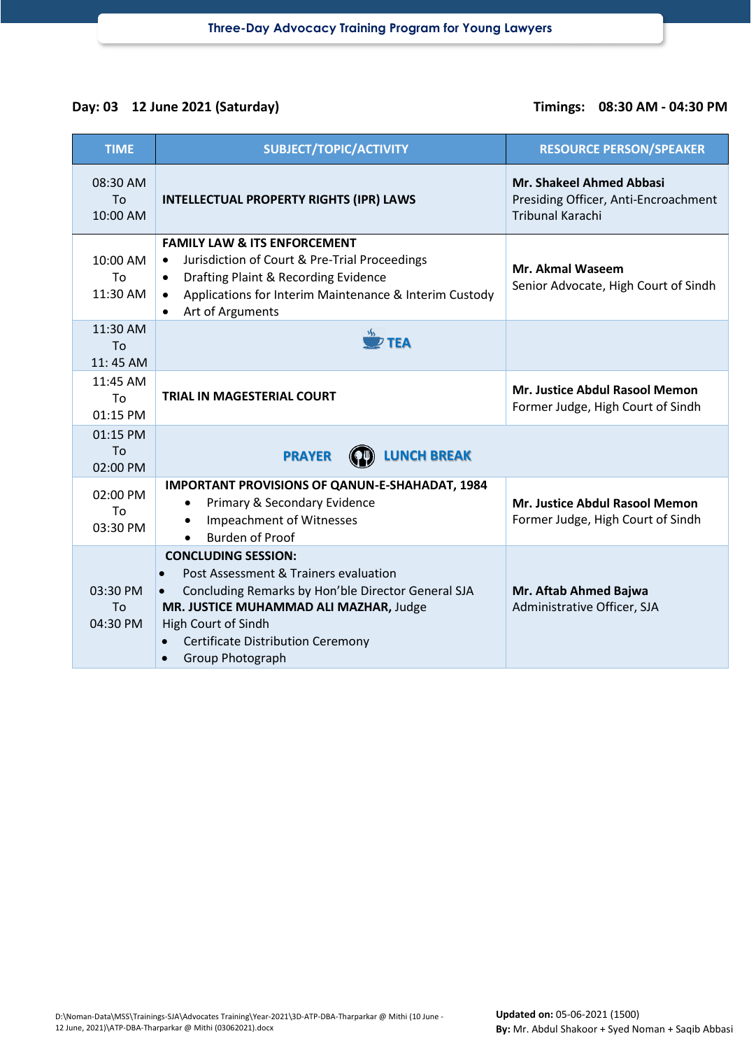Three-Day Advocacy Training Program for Young Lawyers

**Day: 03 12 June 2021 (Saturday)** **Timings: 08:30 AM - 04:30 PM**

| TIME | SUBJECT/TOPIC/ACTIVITY | RESOURCE PERSON/SPEAKER |
|---|---|---|
| 08:30 AM To 10:00 AM | **INTELLECTUAL PROPERTY RIGHTS (IPR) LAWS** | **Mr. Shakeel Ahmed Abbasi** Presiding Officer, Anti-Encroachment Tribunal Karachi |
| 10:00 AM To 11:30 AM | **FAMILY LAW & ITS ENFORCEMENT** <br>• Jurisdiction of Court & Pre-Trial Proceedings <br>• Drafting Plaint & Recording Evidence <br>• Applications for Interim Maintenance & Interim Custody <br>• Art of Arguments | **Mr. Akmal Waseem** Senior Advocate, High Court of Sindh |
| 11:30 AM To 11: 45 AM | **TEA** | |
| 11:45 AM To 01:15 PM | **TRIAL IN MAGESTERIAL COURT** | **Mr. Justice Abdul Rasool Memon** Former Judge, High Court of Sindh |
| 01:15 PM To 02:00 PM | **PRAYER LUNCH BREAK** | |
| 02:00 PM To 03:30 PM | **IMPORTANT PROVISIONS OF QANUN-E-SHAHADAT, 1984** <br>• Primary & Secondary Evidence <br>• Impeachment of Witnesses <br>• Burden of Proof | **Mr. Justice Abdul Rasool Memon** Former Judge, High Court of Sindh |
| 03:30 PM To 04:30 PM | **CONCLUDING SESSION:** <br>• Post Assessment & Trainers evaluation <br>• Concluding Remarks by Hon'ble Director General SJA **MR. JUSTICE MUHAMMAD ALI MAZHAR,** Judge High Court of Sindh <br>• Certificate Distribution Ceremony <br>• Group Photograph | **Mr. Aftab Ahmed Bajwa** Administrative Officer, SJA |

D:\Noman-Data\MSS\Trainings-SJA\Advocates Training\Year-2021\3D-ATP-DBA-Tharparkar @ Mithi (10 June - 12 June, 2021)\ATP-DBA-Tharparkar @ Mithi (03062021).docx

**Updated on:** 05-06-2021 (1500)
**By:** Mr. Abdul Shakoor + Syed Noman + Saqib Abbasi